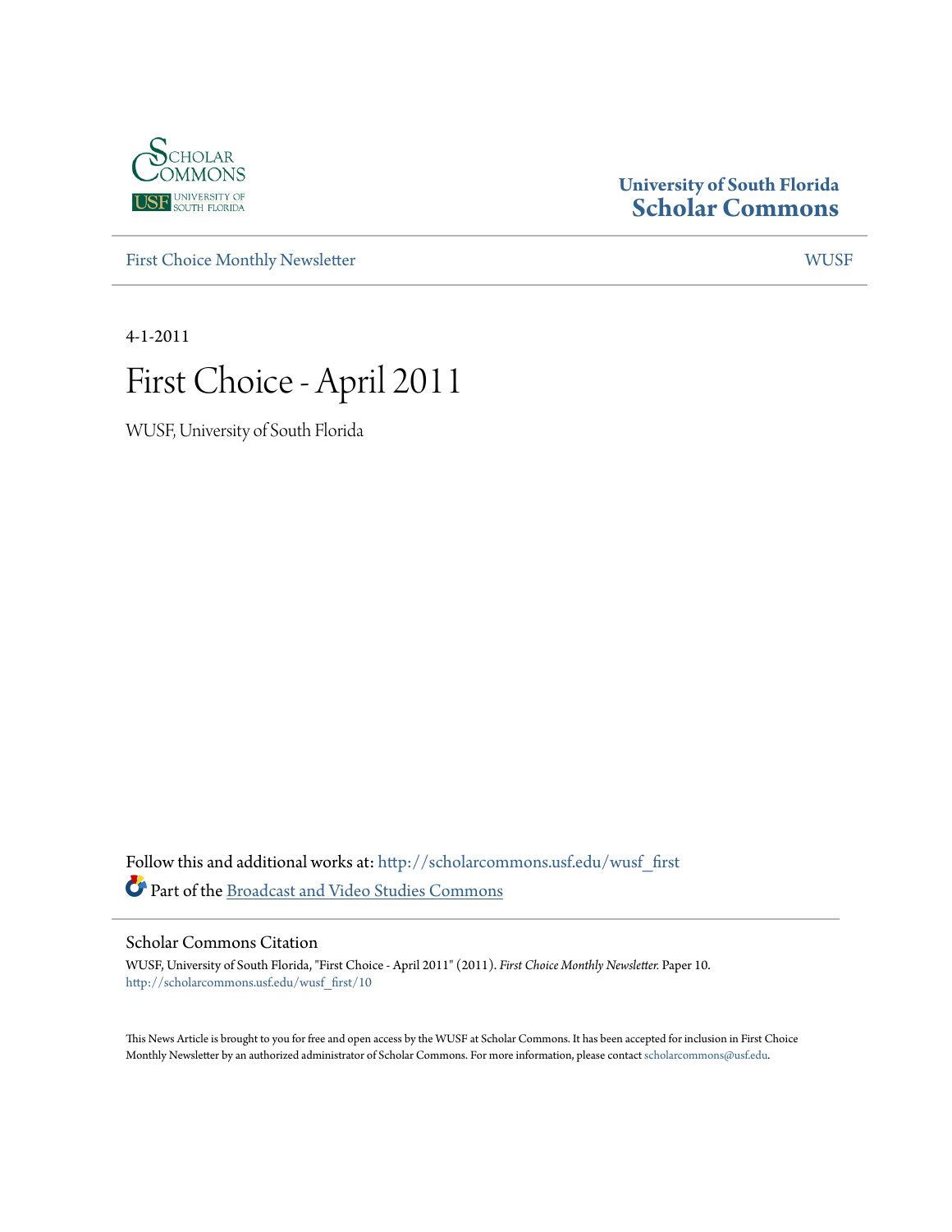University of South Florida
**Scholar Commons**

First Choice Monthly Newsletter | WUSF

4-1-2011

# First Choice - April 2011

WUSF, University of South Florida

Follow this and additional works at: http://scholarcommons.usf.edu/wusf_first

Part of the Broadcast and Video Studies Commons

## Scholar Commons Citation

WUSF, University of South Florida, "First Choice - April 2011" (2011). *First Choice Monthly Newsletter.* Paper 10.
http://scholarcommons.usf.edu/wusf_first/10

This News Article is brought to you for free and open access by the WUSF at Scholar Commons. It has been accepted for inclusion in First Choice Monthly Newsletter by an authorized administrator of Scholar Commons. For more information, please contact scholarcommons@usf.edu.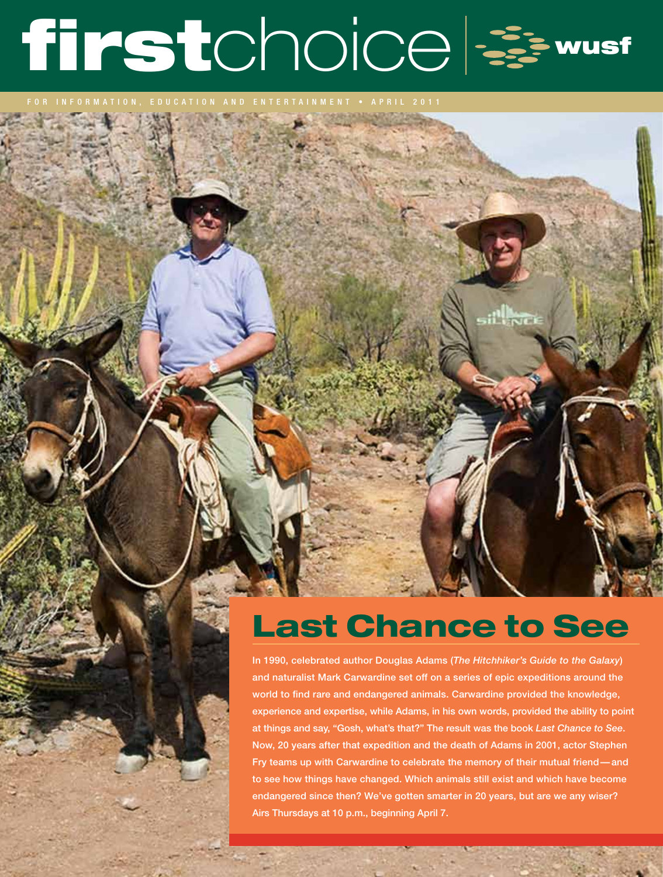# firstchoice | wusf

FOR INFORMATION, EDUCATION AND ENTERTAINMENT • APRIL 2011

## Last Chance to See

In 1990, celebrated author Douglas Adams (*The Hitchhiker's Guide to the Galaxy*) and naturalist Mark Carwardine set off on a series of epic expeditions around the world to find rare and endangered animals. Carwardine provided the knowledge, experience and expertise, while Adams, in his own words, provided the ability to point at things and say, "Gosh, what's that?" The result was the book *Last Chance to See*. Now, 20 years after that expedition and the death of Adams in 2001, actor Stephen Fry teams up with Carwardine to celebrate the memory of their mutual friend—and to see how things have changed. Which animals still exist and which have become endangered since then? We've gotten smarter in 20 years, but are we any wiser? Airs Thursdays at 10 p.m., beginning April 7.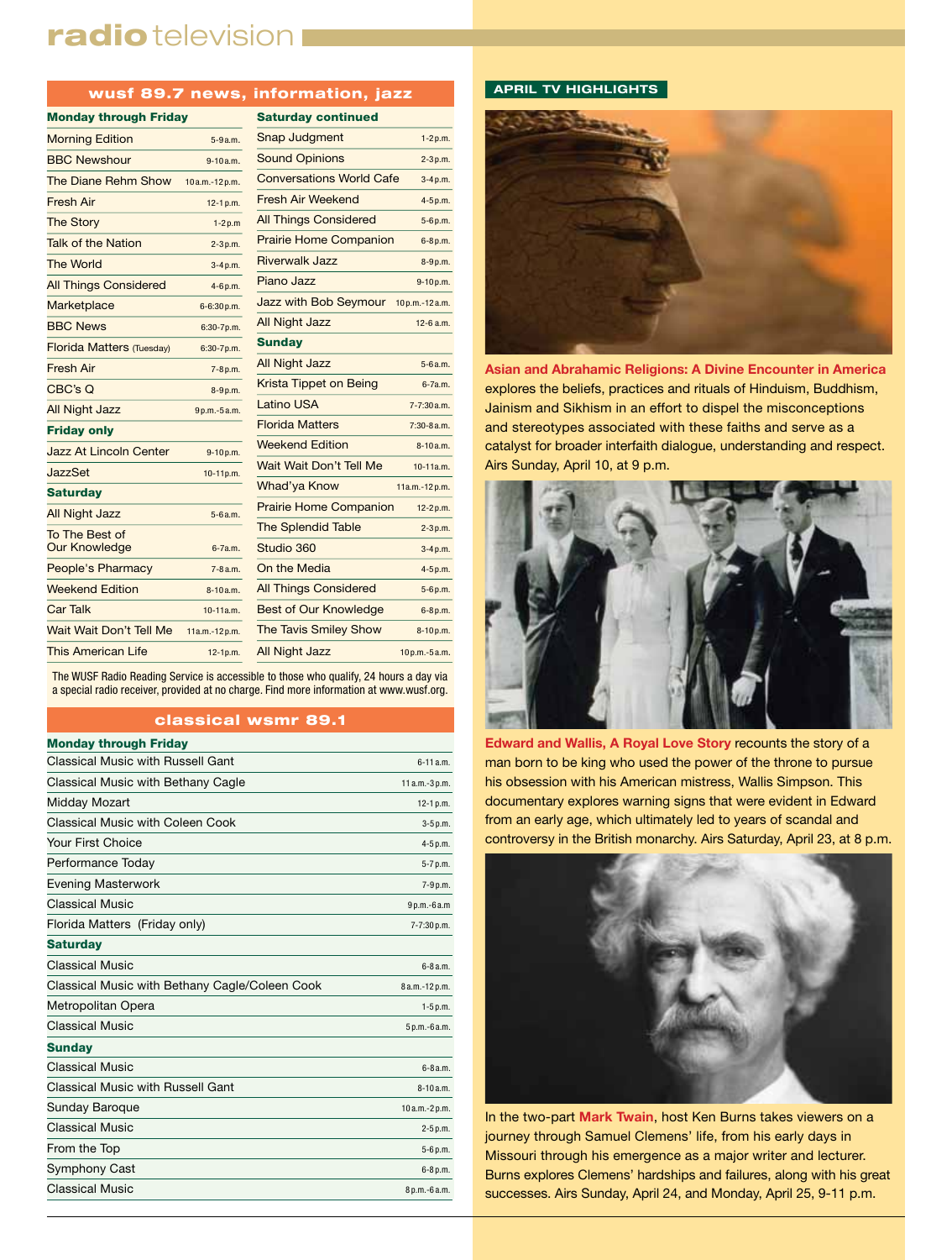# radio television

## wusf 89.7 news, information, jazz

| Monday through Friday | |
|---|---|
| Morning Edition | 5-9 a.m. |
| BBC Newshour | 9-10 a.m. |
| The Diane Rehm Show | 10 a.m.-12 p.m. |
| Fresh Air | 12-1 p.m. |
| The Story | 1-2 p.m |
| Talk of the Nation | 2-3 p.m. |
| The World | 3-4 p.m. |
| All Things Considered | 4-6 p.m. |
| Marketplace | 6-6:30 p.m. |
| BBC News | 6:30-7 p.m. |
| Florida Matters (Tuesday) | 6:30-7 p.m. |
| Fresh Air | 7-8 p.m. |
| CBC's Q | 8-9 p.m. |
| All Night Jazz | 9 p.m.-5 a.m. |
| **Friday only** | |
| Jazz At Lincoln Center | 9-10 p.m. |
| JazzSet | 10-11 p.m. |
| **Saturday** | |
| All Night Jazz | 5-6 a.m. |
| To The Best of Our Knowledge | 6-7 a.m. |
| People's Pharmacy | 7-8 a.m. |
| Weekend Edition | 8-10 a.m. |
| Car Talk | 10-11 a.m. |
| Wait Wait Don't Tell Me | 11 a.m.-12 p.m. |
| This American Life | 12-1 p.m. |

| Saturday continued | |
|---|---|
| Snap Judgment | 1-2 p.m. |
| Sound Opinions | 2-3 p.m. |
| Conversations World Cafe | 3-4 p.m. |
| Fresh Air Weekend | 4-5 p.m. |
| All Things Considered | 5-6 p.m. |
| Prairie Home Companion | 6-8 p.m. |
| Riverwalk Jazz | 8-9 p.m. |
| Piano Jazz | 9-10 p.m. |
| Jazz with Bob Seymour | 10 p.m.-12 a.m. |
| All Night Jazz | 12-6 a.m. |
| **Sunday** | |
| All Night Jazz | 5-6 a.m. |
| Krista Tippet on Being | 6-7 a.m. |
| Latino USA | 7-7:30 a.m. |
| Florida Matters | 7:30-8 a.m. |
| Weekend Edition | 8-10 a.m. |
| Wait Wait Don't Tell Me | 10-11 a.m. |
| Whad'ya Know | 11 a.m.-12 p.m. |
| Prairie Home Companion | 12-2 p.m. |
| The Splendid Table | 2-3 p.m. |
| Studio 360 | 3-4 p.m. |
| On the Media | 4-5 p.m. |
| All Things Considered | 5-6 p.m. |
| Best of Our Knowledge | 6-8 p.m. |
| The Tavis Smiley Show | 8-10 p.m. |
| All Night Jazz | 10 p.m.-5 a.m. |

The WUSF Radio Reading Service is accessible to those who qualify, 24 hours a day via a special radio receiver, provided at no charge. Find more information at www.wusf.org.

## classical wsmr 89.1

| Monday through Friday | |
|---|---|
| Classical Music with Russell Gant | 6-11 a.m. |
| Classical Music with Bethany Cagle | 11 a.m.-3 p.m. |
| Midday Mozart | 12-1 p.m. |
| Classical Music with Coleen Cook | 3-5 p.m. |
| Your First Choice | 4-5 p.m. |
| Performance Today | 5-7 p.m. |
| Evening Masterwork | 7-9 p.m. |
| Classical Music | 9 p.m.-6 a.m |
| Florida Matters (Friday only) | 7-7:30 p.m. |
| **Saturday** | |
| Classical Music | 6-8 a.m. |
| Classical Music with Bethany Cagle/Coleen Cook | 8 a.m.-12 p.m. |
| Metropolitan Opera | 1-5 p.m. |
| Classical Music | 5 p.m.-6 a.m. |
| **Sunday** | |
| Classical Music | 6-8 a.m. |
| Classical Music with Russell Gant | 8-10 a.m. |
| Sunday Baroque | 10 a.m.-2 p.m. |
| Classical Music | 2-5 p.m. |
| From the Top | 5-6 p.m. |
| Symphony Cast | 6-8 p.m. |
| Classical Music | 8 p.m.-6 a.m. |

## APRIL TV HIGHLIGHTS

**Asian and Abrahamic Religions: A Divine Encounter in America** explores the beliefs, practices and rituals of Hinduism, Buddhism, Jainism and Sikhism in an effort to dispel the misconceptions and stereotypes associated with these faiths and serve as a catalyst for broader interfaith dialogue, understanding and respect. Airs Sunday, April 10, at 9 p.m.

**Edward and Wallis, A Royal Love Story** recounts the story of a man born to be king who used the power of the throne to pursue his obsession with his American mistress, Wallis Simpson. This documentary explores warning signs that were evident in Edward from an early age, which ultimately led to years of scandal and controversy in the British monarchy. Airs Saturday, April 23, at 8 p.m.

In the two-part **Mark Twain**, host Ken Burns takes viewers on a journey through Samuel Clemens' life, from his early days in Missouri through his emergence as a major writer and lecturer. Burns explores Clemens' hardships and failures, along with his great successes. Airs Sunday, April 24, and Monday, April 25, 9-11 p.m.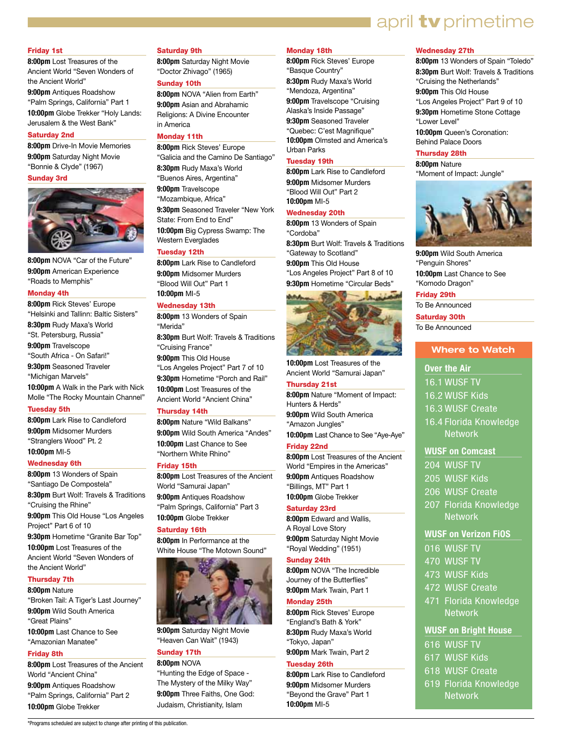# april tv primetime

**Friday 1st**

**8:00pm** Lost Treasures of the Ancient World "Seven Wonders of the Ancient World"
**9:00pm** Antiques Roadshow "Palm Springs, California" Part 1
**10:00pm** Globe Trekker "Holy Lands: Jerusalem & the West Bank"

**Saturday 2nd**

**8:00pm** Drive-In Movie Memories
**9:00pm** Saturday Night Movie "Bonnie & Clyde" (1967)

**Sunday 3rd**

**8:00pm** NOVA "Car of the Future"
**9:00pm** American Experience "Roads to Memphis"

**Monday 4th**

**8:00pm** Rick Steves' Europe "Helsinki and Tallinn: Baltic Sisters"
**8:30pm** Rudy Maxa's World "St. Petersburg, Russia"
**9:00pm** Travelscope "South Africa - On Safari!"
**9:30pm** Seasoned Traveler "Michigan Marvels"
**10:00pm** A Walk in the Park with Nick Molle "The Rocky Mountain Channel"

**Tuesday 5th**

**8:00pm** Lark Rise to Candleford
**9:00pm** Midsomer Murders "Stranglers Wood" Pt. 2
**10:00pm** MI-5

**Wednesday 6th**

**8:00pm** 13 Wonders of Spain "Santiago De Compostela"
**8:30pm** Burt Wolf: Travels & Traditions "Cruising the Rhine"
**9:00pm** This Old House "Los Angeles Project" Part 6 of 10
**9:30pm** Hometime "Granite Bar Top"
**10:00pm** Lost Treasures of the Ancient World "Seven Wonders of the Ancient World"

**Thursday 7th**

**8:00pm** Nature "Broken Tail: A Tiger's Last Journey"
**9:00pm** Wild South America "Great Plains"
**10:00pm** Last Chance to See "Amazonian Manatee"

**Friday 8th**

**8:00pm** Lost Treasures of the Ancient World "Ancient China"
**9:00pm** Antiques Roadshow "Palm Springs, California" Part 2
**10:00pm** Globe Trekker

**Saturday 9th**

**8:00pm** Saturday Night Movie "Doctor Zhivago" (1965)

**Sunday 10th**

**8:00pm** NOVA "Alien from Earth"
**9:00pm** Asian and Abrahamic Religions: A Divine Encounter in America

**Monday 11th**

**8:00pm** Rick Steves' Europe "Galicia and the Camino De Santiago"
**8:30pm** Rudy Maxa's World "Buenos Aires, Argentina"
**9:00pm** Travelscope "Mozambique, Africa"
**9:30pm** Seasoned Traveler "New York State: From End to End"
**10:00pm** Big Cypress Swamp: The Western Everglades

**Tuesday 12th**

**8:00pm** Lark Rise to Candleford
**9:00pm** Midsomer Murders "Blood Will Out" Part 1
**10:00pm** MI-5

**Wednesday 13th**

**8:00pm** 13 Wonders of Spain "Merida"
**8:30pm** Burt Wolf: Travels & Traditions "Cruising France"
**9:00pm** This Old House "Los Angeles Project" Part 7 of 10
**9:30pm** Hometime "Porch and Rail"
**10:00pm** Lost Treasures of the Ancient World "Ancient China"

**Thursday 14th**

**8:00pm** Nature "Wild Balkans"
**9:00pm** Wild South America "Andes"
**10:00pm** Last Chance to See "Northern White Rhino"

**Friday 15th**

**8:00pm** Lost Treasures of the Ancient World "Samurai Japan"
**9:00pm** Antiques Roadshow "Palm Springs, California" Part 3
**10:00pm** Globe Trekker

**Saturday 16th**

**8:00pm** In Performance at the White House "The Motown Sound"
**9:00pm** Saturday Night Movie "Heaven Can Wait" (1943)

**Sunday 17th**

**8:00pm** NOVA "Hunting the Edge of Space - The Mystery of the Milky Way"
**9:00pm** Three Faiths, One God: Judaism, Christianity, Islam

**Monday 18th**

**8:00pm** Rick Steves' Europe "Basque Country"
**8:30pm** Rudy Maxa's World "Mendoza, Argentina"
**9:00pm** Travelscope "Cruising Alaska's Inside Passage"
**9:30pm** Seasoned Traveler "Quebec: C'est Magnifique"
**10:00pm** Olmsted and America's Urban Parks

**Tuesday 19th**

**8:00pm** Lark Rise to Candleford
**9:00pm** Midsomer Murders "Blood Will Out" Part 2
**10:00pm** MI-5

**Wednesday 20th**

**8:00pm** 13 Wonders of Spain "Cordoba"
**8:30pm** Burt Wolf: Travels & Traditions "Gateway to Scotland"
**9:00pm** This Old House "Los Angeles Project" Part 8 of 10
**9:30pm** Hometime "Circular Beds"
**10:00pm** Lost Treasures of the Ancient World "Samurai Japan"

**Thursday 21st**

**8:00pm** Nature "Moment of Impact: Hunters & Herds"
**9:00pm** Wild South America "Amazon Jungles"
**10:00pm** Last Chance to See "Aye-Aye"

**Friday 22nd**

**8:00pm** Lost Treasures of the Ancient World "Empires in the Americas"
**9:00pm** Antiques Roadshow "Billings, MT" Part 1
**10:00pm** Globe Trekker

**Saturday 23rd**

**8:00pm** Edward and Wallis, A Royal Love Story
**9:00pm** Saturday Night Movie "Royal Wedding" (1951)

**Sunday 24th**

**8:00pm** NOVA "The Incredible Journey of the Butterflies"
**9:00pm** Mark Twain, Part 1

**Monday 25th**

**8:00pm** Rick Steves' Europe "England's Bath & York"
**8:30pm** Rudy Maxa's World "Tokyo, Japan"
**9:00pm** Mark Twain, Part 2

**Tuesday 26th**

**8:00pm** Lark Rise to Candleford
**9:00pm** Midsomer Murders "Beyond the Grave" Part 1
**10:00pm** MI-5

**Wednesday 27th**

**8:00pm** 13 Wonders of Spain "Toledo"
**8:30pm** Burt Wolf: Travels & Traditions "Cruising the Netherlands"
**9:00pm** This Old House "Los Angeles Project" Part 9 of 10
**9:30pm** Hometime Stone Cottage "Lower Level"
**10:00pm** Queen's Coronation: Behind Palace Doors

**Thursday 28th**

**8:00pm** Nature "Moment of Impact: Jungle"
**9:00pm** Wild South America "Penguin Shores"
**10:00pm** Last Chance to See "Komodo Dragon"

**Friday 29th**

To Be Announced

**Saturday 30th**

To Be Announced

## Where to Watch

**Over the Air**
16.1 WUSF TV
16.2 WUSF Kids
16.3 WUSF Create
16.4 Florida Knowledge Network

**WUSF on Comcast**
204 WUSF TV
205 WUSF Kids
206 WUSF Create
207 Florida Knowledge Network

**WUSF on Verizon FiOS**
016 WUSF TV
470 WUSF TV
473 WUSF Kids
472 WUSF Create
471 Florida Knowledge Network

**WUSF on Bright House**
616 WUSF TV
617 WUSF Kids
618 WUSF Create
619 Florida Knowledge Network

*Programs scheduled are subject to change after printing of this publication.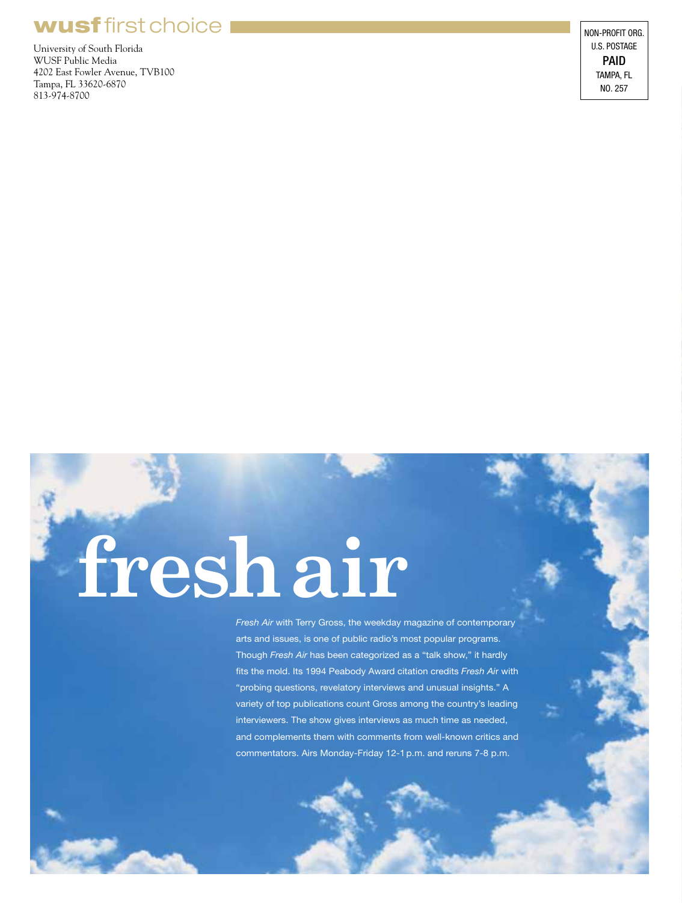**wusf** first choice

University of South Florida
WUSF Public Media
4202 East Fowler Avenue, TVB100
Tampa, FL 33620-6870
813-974-8700

NON-PROFIT ORG.
U.S. POSTAGE
**PAID**
TAMPA, FL
NO. 257

# fresh air

*Fresh Air* with Terry Gross, the weekday magazine of contemporary arts and issues, is one of public radio's most popular programs. Though *Fresh Air* has been categorized as a "talk show," it hardly fits the mold. Its 1994 Peabody Award citation credits *Fresh Air* with "probing questions, revelatory interviews and unusual insights." A variety of top publications count Gross among the country's leading interviewers. The show gives interviews as much time as needed, and complements them with comments from well-known critics and commentators. Airs Monday-Friday 12-1 p.m. and reruns 7-8 p.m.